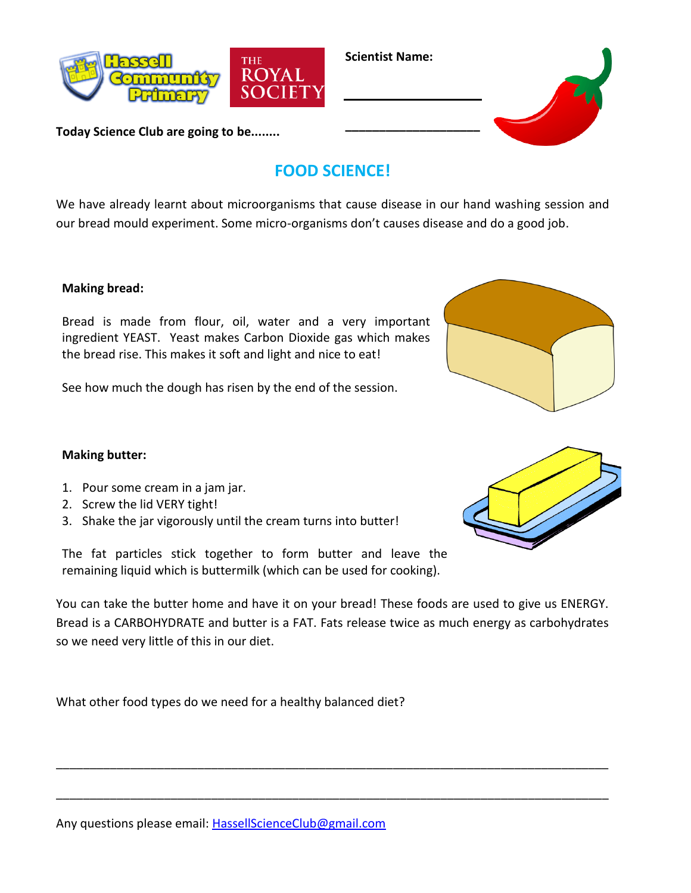**Scientist Name:**

___________________

___________________

**Today Science Club are going to be........**

## FOOD SCIENCE!

We have already learnt about microorganisms that cause disease in our hand washing session and our bread mould experiment. Some micro-organisms don't causes disease and do a good job.

**Making bread:**

Bread is made from flour, oil, water and a very important ingredient YEAST. Yeast makes Carbon Dioxide gas which makes the bread rise. This makes it soft and light and nice to eat!

See how much the dough has risen by the end of the session.

**Making butter:**

1. Pour some cream in a jam jar.
2. Screw the lid VERY tight!
3. Shake the jar vigorously until the cream turns into butter!

The fat particles stick together to form butter and leave the remaining liquid which is buttermilk (which can be used for cooking).

You can take the butter home and have it on your bread! These foods are used to give us ENERGY. Bread is a CARBOHYDRATE and butter is a FAT. Fats release twice as much energy as carbohydrates so we need very little of this in our diet.

What other food types do we need for a healthy balanced diet?

_______________________________________________________________________________

_______________________________________________________________________________

Any questions please email: HassellScienceClub@gmail.com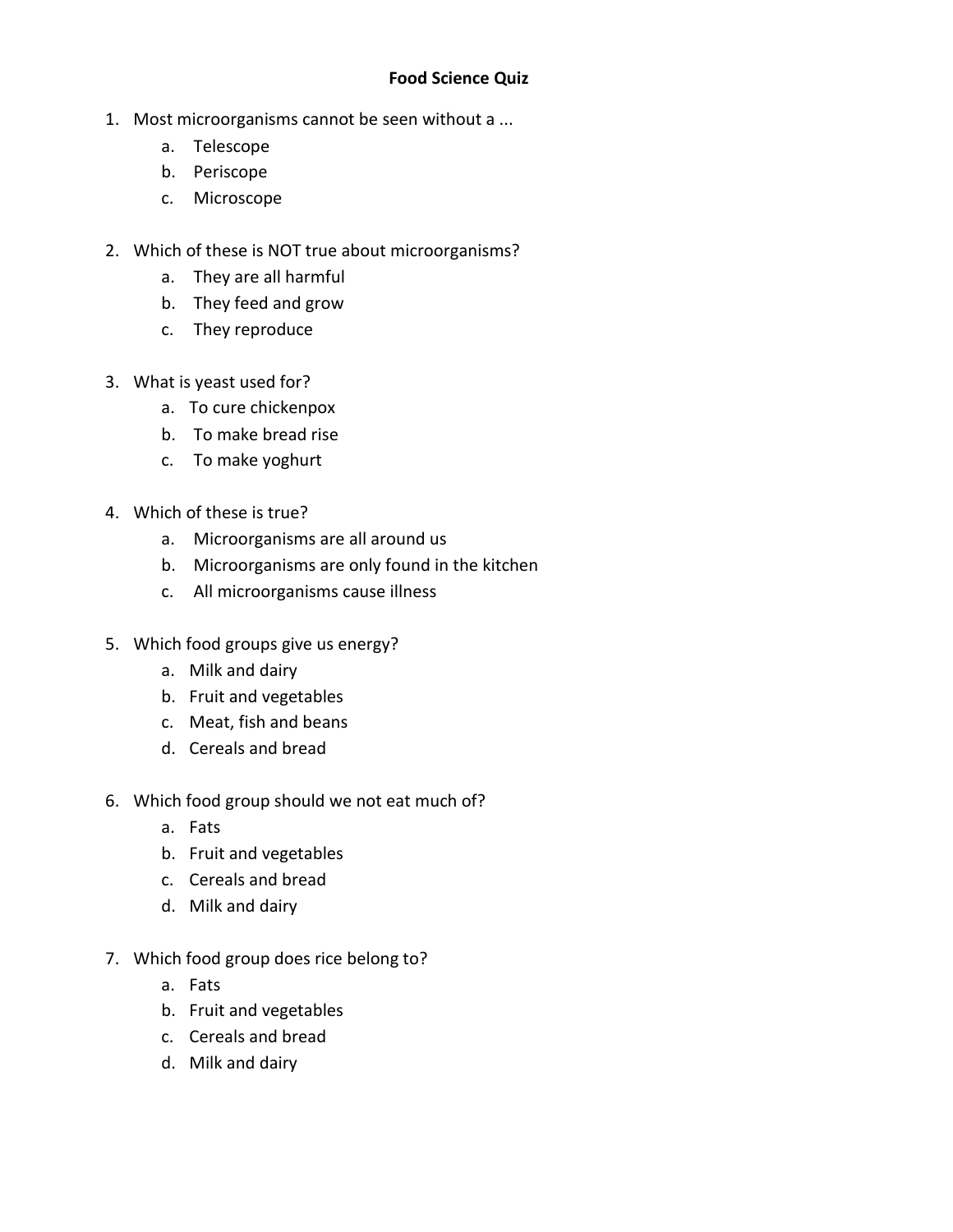# Food Science Quiz

1. Most microorganisms cannot be seen without a ...
   a. Telescope
   b. Periscope
   c. Microscope

2. Which of these is NOT true about microorganisms?
   a. They are all harmful
   b. They feed and grow
   c. They reproduce

3. What is yeast used for?
   a. To cure chickenpox
   b. To make bread rise
   c. To make yoghurt

4. Which of these is true?
   a. Microorganisms are all around us
   b. Microorganisms are only found in the kitchen
   c. All microorganisms cause illness

5. Which food groups give us energy?
   a. Milk and dairy
   b. Fruit and vegetables
   c. Meat, fish and beans
   d. Cereals and bread

6. Which food group should we not eat much of?
   a. Fats
   b. Fruit and vegetables
   c. Cereals and bread
   d. Milk and dairy

7. Which food group does rice belong to?
   a. Fats
   b. Fruit and vegetables
   c. Cereals and bread
   d. Milk and dairy